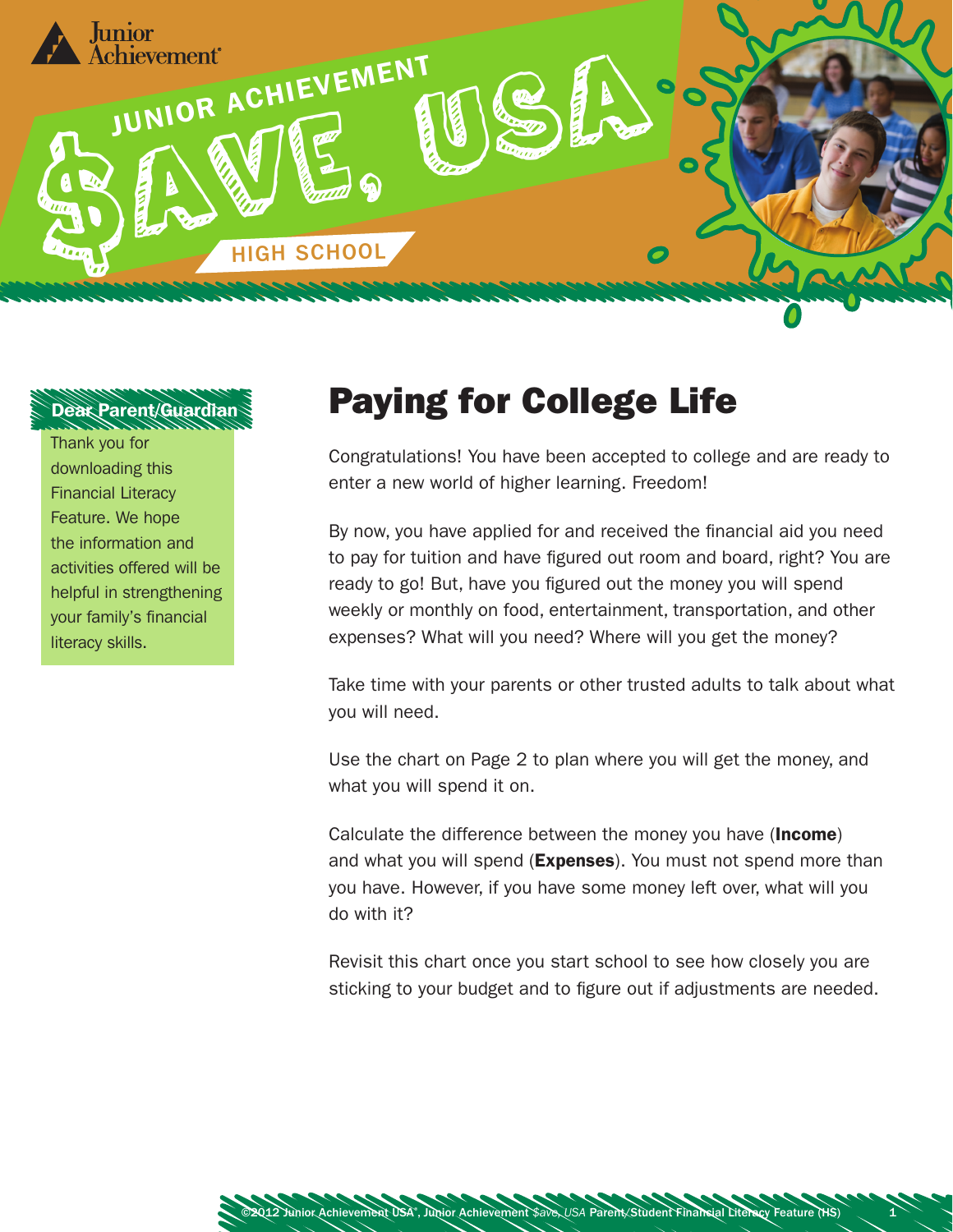Junior Achievement

# JUNIOR ACHIEVEMENT $AVE, USA

HIGH SCHOOL

**Dear Parent/Guardian**

Thank you for downloading this Financial Literacy Feature. We hope the information and activities offered will be helpful in strengthening your family's financial literacy skills.

## Paying for College Life

Congratulations! You have been accepted to college and are ready to enter a new world of higher learning. Freedom!

By now, you have applied for and received the financial aid you need to pay for tuition and have figured out room and board, right? You are ready to go! But, have you figured out the money you will spend weekly or monthly on food, entertainment, transportation, and other expenses? What will you need? Where will you get the money?

Take time with your parents or other trusted adults to talk about what you will need.

Use the chart on Page 2 to plan where you will get the money, and what you will spend it on.

Calculate the difference between the money you have (**Income**) and what you will spend (**Expenses**). You must not spend more than you have. However, if you have some money left over, what will you do with it?

Revisit this chart once you start school to see how closely you are sticking to your budget and to figure out if adjustments are needed.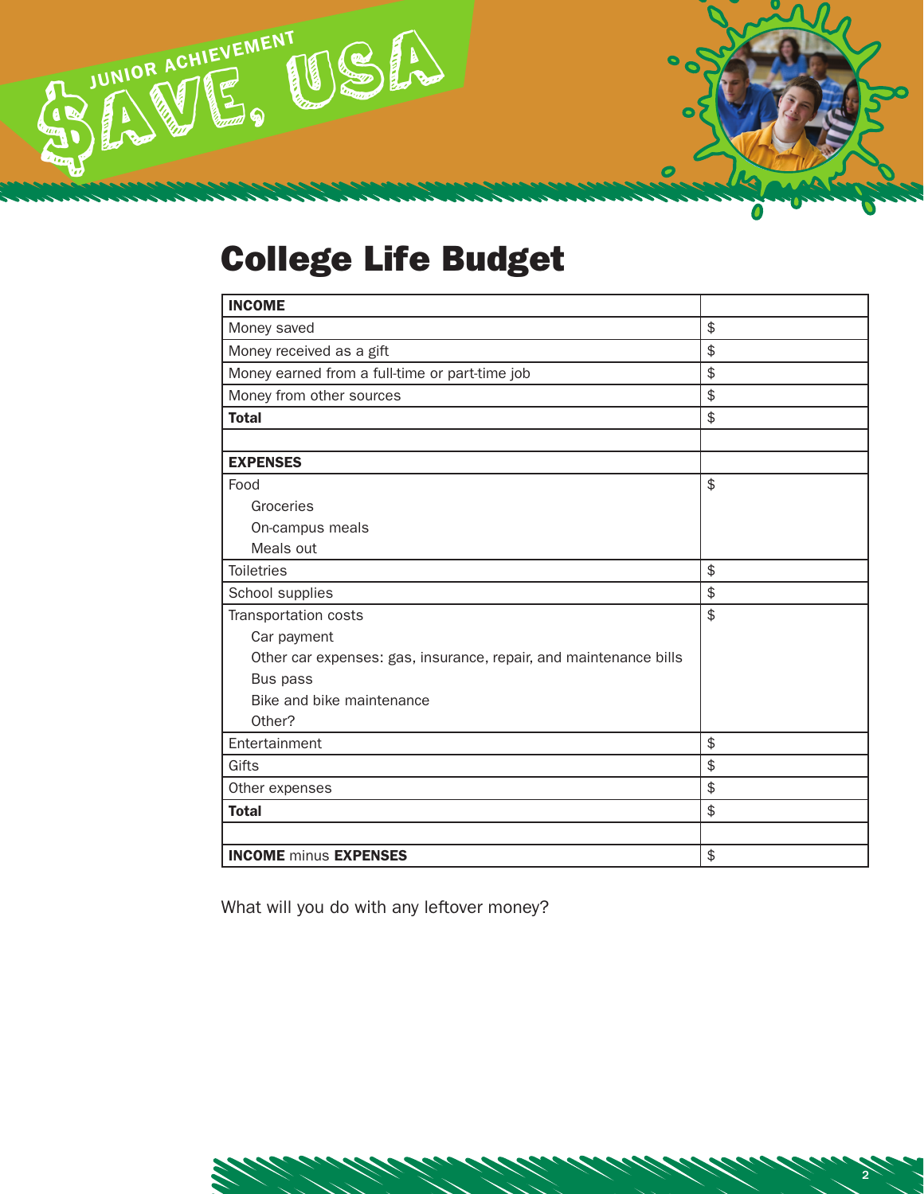# College Life Budget

| | |
|---|---|
| **INCOME** | |
| Money saved | $ |
| Money received as a gift | $ |
| Money earned from a full-time or part-time job | $ |
| Money from other sources | $ |
| **Total** | $ |
| | |
| **EXPENSES** | |
| Food<br>Groceries<br>On-campus meals<br>Meals out | $ |
| Toiletries | $ |
| School supplies | $ |
| Transportation costs<br>Car payment<br>Other car expenses: gas, insurance, repair, and maintenance bills<br>Bus pass<br>Bike and bike maintenance<br>Other? | $ |
| Entertainment | $ |
| Gifts | $ |
| Other expenses | $ |
| **Total** | $ |
| | |
| **INCOME** minus **EXPENSES** | $ |

What will you do with any leftover money?